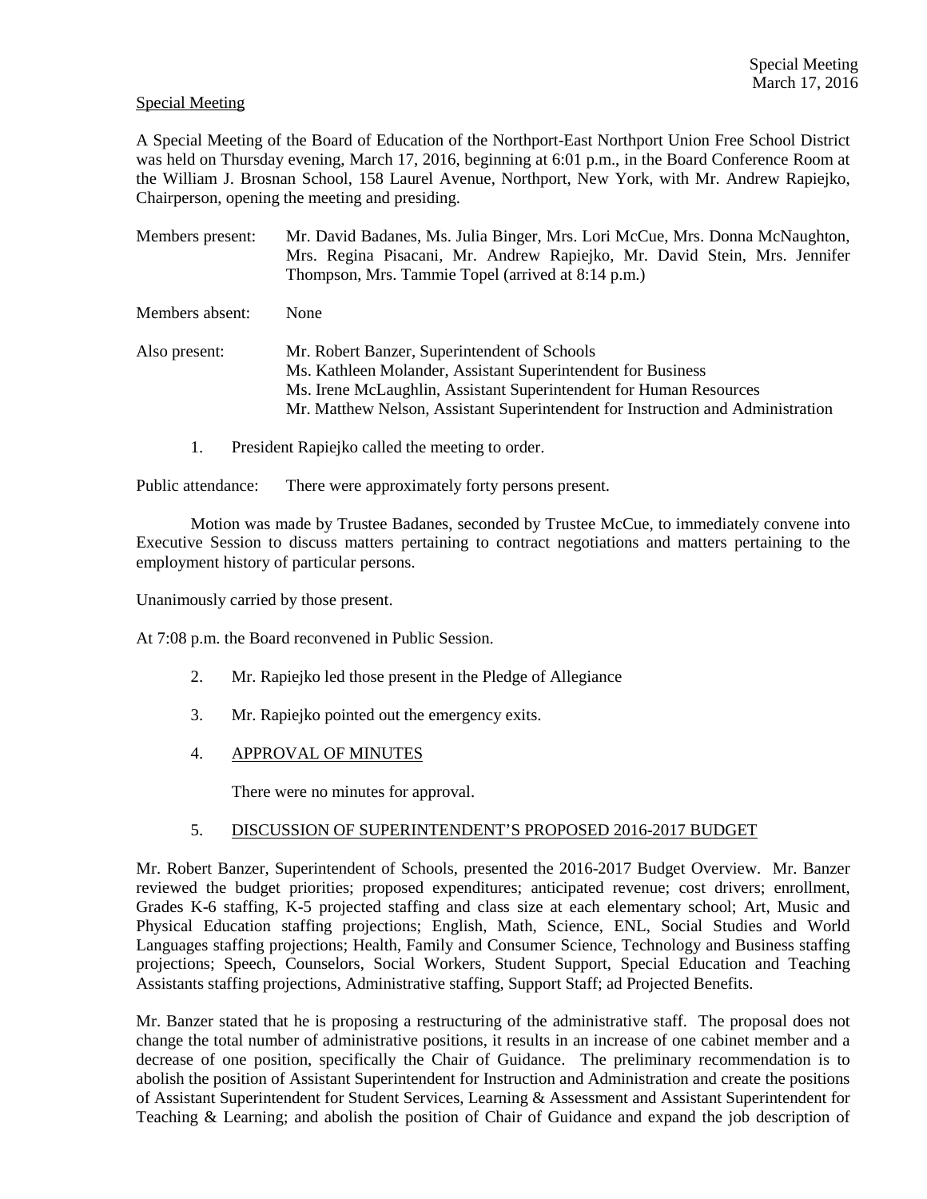Special Meeting

A Special Meeting of the Board of Education of the Northport-East Northport Union Free School District was held on Thursday evening, March 17, 2016, beginning at 6:01 p.m., in the Board Conference Room at the William J. Brosnan School, 158 Laurel Avenue, Northport, New York, with Mr. Andrew Rapiejko, Chairperson, opening the meeting and presiding.

| | |
|---|---|
| Members present: | Mr. David Badanes, Ms. Julia Binger, Mrs. Lori McCue, Mrs. Donna McNaughton, Mrs. Regina Pisacani, Mr. Andrew Rapiejko, Mr. David Stein, Mrs. Jennifer Thompson, Mrs. Tammie Topel (arrived at 8:14 p.m.) |
| Members absent: | None |
| Also present: | Mr. Robert Banzer, Superintendent of Schools<br>Ms. Kathleen Molander, Assistant Superintendent for Business<br>Ms. Irene McLaughlin, Assistant Superintendent for Human Resources<br>Mr. Matthew Nelson, Assistant Superintendent for Instruction and Administration |

1. President Rapiejko called the meeting to order.

Public attendance: There were approximately forty persons present.

Motion was made by Trustee Badanes, seconded by Trustee McCue, to immediately convene into Executive Session to discuss matters pertaining to contract negotiations and matters pertaining to the employment history of particular persons.

Unanimously carried by those present.

At 7:08 p.m. the Board reconvened in Public Session.

2. Mr. Rapiejko led those present in the Pledge of Allegiance

3. Mr. Rapiejko pointed out the emergency exits.

4. APPROVAL OF MINUTES

   There were no minutes for approval.

5. DISCUSSION OF SUPERINTENDENT'S PROPOSED 2016-2017 BUDGET

Mr. Robert Banzer, Superintendent of Schools, presented the 2016-2017 Budget Overview. Mr. Banzer reviewed the budget priorities; proposed expenditures; anticipated revenue; cost drivers; enrollment, Grades K-6 staffing, K-5 projected staffing and class size at each elementary school; Art, Music and Physical Education staffing projections; English, Math, Science, ENL, Social Studies and World Languages staffing projections; Health, Family and Consumer Science, Technology and Business staffing projections; Speech, Counselors, Social Workers, Student Support, Special Education and Teaching Assistants staffing projections, Administrative staffing, Support Staff; ad Projected Benefits.

Mr. Banzer stated that he is proposing a restructuring of the administrative staff. The proposal does not change the total number of administrative positions, it results in an increase of one cabinet member and a decrease of one position, specifically the Chair of Guidance. The preliminary recommendation is to abolish the position of Assistant Superintendent for Instruction and Administration and create the positions of Assistant Superintendent for Student Services, Learning & Assessment and Assistant Superintendent for Teaching & Learning; and abolish the position of Chair of Guidance and expand the job description of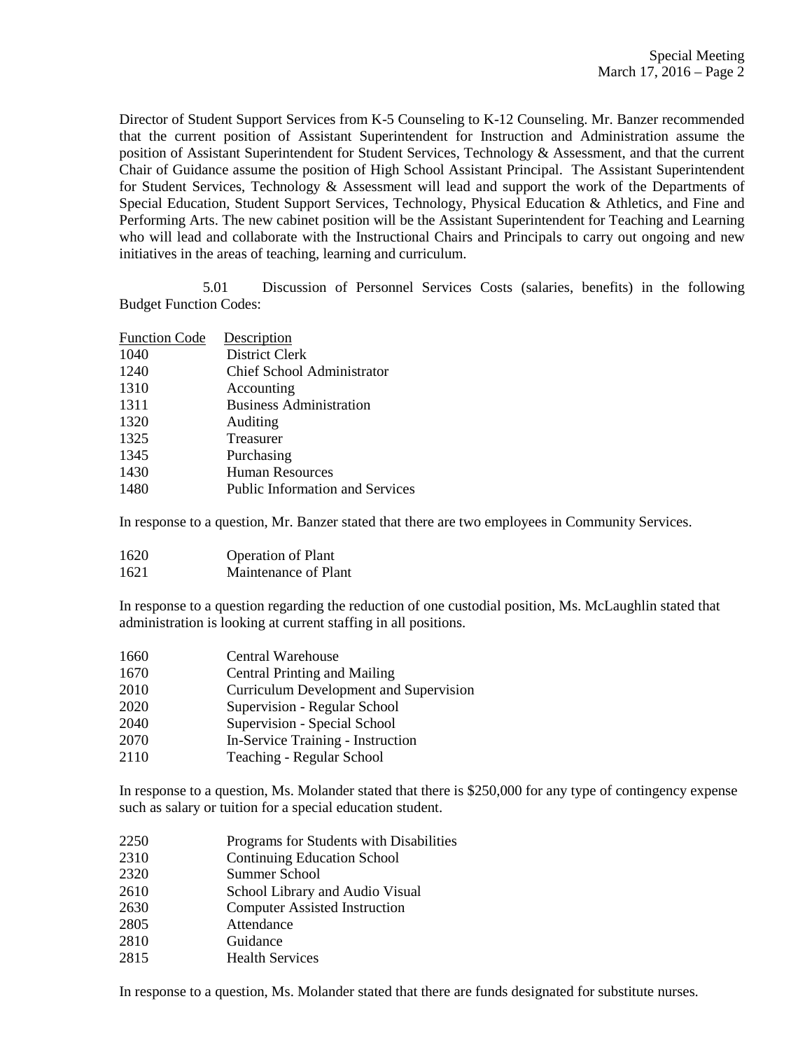Director of Student Support Services from K-5 Counseling to K-12 Counseling. Mr. Banzer recommended that the current position of Assistant Superintendent for Instruction and Administration assume the position of Assistant Superintendent for Student Services, Technology & Assessment, and that the current Chair of Guidance assume the position of High School Assistant Principal. The Assistant Superintendent for Student Services, Technology & Assessment will lead and support the work of the Departments of Special Education, Student Support Services, Technology, Physical Education & Athletics, and Fine and Performing Arts. The new cabinet position will be the Assistant Superintendent for Teaching and Learning who will lead and collaborate with the Instructional Chairs and Principals to carry out ongoing and new initiatives in the areas of teaching, learning and curriculum.

5.01 Discussion of Personnel Services Costs (salaries, benefits) in the following Budget Function Codes:

| Function Code | Description |
|---|---|
| 1040 | District Clerk |
| 1240 | Chief School Administrator |
| 1310 | Accounting |
| 1311 | Business Administration |
| 1320 | Auditing |
| 1325 | Treasurer |
| 1345 | Purchasing |
| 1430 | Human Resources |
| 1480 | Public Information and Services |

In response to a question, Mr. Banzer stated that there are two employees in Community Services.

| | |
|---|---|
| 1620 | Operation of Plant |
| 1621 | Maintenance of Plant |

In response to a question regarding the reduction of one custodial position, Ms. McLaughlin stated that administration is looking at current staffing in all positions.

| | |
|---|---|
| 1660 | Central Warehouse |
| 1670 | Central Printing and Mailing |
| 2010 | Curriculum Development and Supervision |
| 2020 | Supervision - Regular School |
| 2040 | Supervision - Special School |
| 2070 | In-Service Training - Instruction |
| 2110 | Teaching - Regular School |

In response to a question, Ms. Molander stated that there is $250,000 for any type of contingency expense such as salary or tuition for a special education student.

| | |
|---|---|
| 2250 | Programs for Students with Disabilities |
| 2310 | Continuing Education School |
| 2320 | Summer School |
| 2610 | School Library and Audio Visual |
| 2630 | Computer Assisted Instruction |
| 2805 | Attendance |
| 2810 | Guidance |
| 2815 | Health Services |

In response to a question, Ms. Molander stated that there are funds designated for substitute nurses.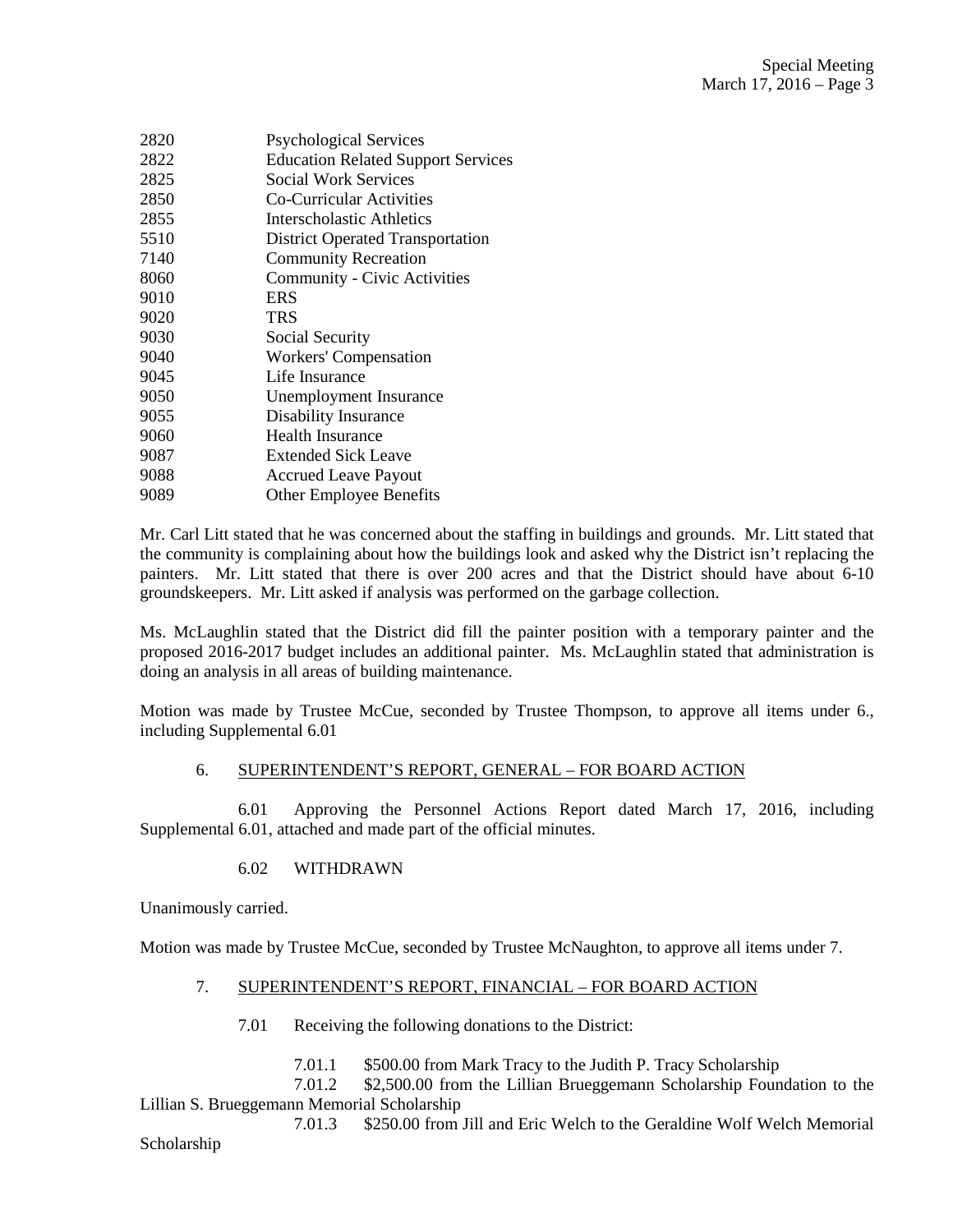| | |
|---|---|
| 2820 | Psychological Services |
| 2822 | Education Related Support Services |
| 2825 | Social Work Services |
| 2850 | Co-Curricular Activities |
| 2855 | Interscholastic Athletics |
| 5510 | District Operated Transportation |
| 7140 | Community Recreation |
| 8060 | Community - Civic Activities |
| 9010 | ERS |
| 9020 | TRS |
| 9030 | Social Security |
| 9040 | Workers' Compensation |
| 9045 | Life Insurance |
| 9050 | Unemployment Insurance |
| 9055 | Disability Insurance |
| 9060 | Health Insurance |
| 9087 | Extended Sick Leave |
| 9088 | Accrued Leave Payout |
| 9089 | Other Employee Benefits |

Mr. Carl Litt stated that he was concerned about the staffing in buildings and grounds. Mr. Litt stated that the community is complaining about how the buildings look and asked why the District isn't replacing the painters. Mr. Litt stated that there is over 200 acres and that the District should have about 6-10 groundskeepers. Mr. Litt asked if analysis was performed on the garbage collection.

Ms. McLaughlin stated that the District did fill the painter position with a temporary painter and the proposed 2016-2017 budget includes an additional painter. Ms. McLaughlin stated that administration is doing an analysis in all areas of building maintenance.

Motion was made by Trustee McCue, seconded by Trustee Thompson, to approve all items under 6., including Supplemental 6.01

6. SUPERINTENDENT'S REPORT, GENERAL – FOR BOARD ACTION

6.01 Approving the Personnel Actions Report dated March 17, 2016, including Supplemental 6.01, attached and made part of the official minutes.

6.02 WITHDRAWN

Unanimously carried.

Motion was made by Trustee McCue, seconded by Trustee McNaughton, to approve all items under 7.

7. SUPERINTENDENT'S REPORT, FINANCIAL – FOR BOARD ACTION

7.01 Receiving the following donations to the District:

7.01.1 $500.00 from Mark Tracy to the Judith P. Tracy Scholarship

7.01.2 $2,500.00 from the Lillian Brueggemann Scholarship Foundation to the Lillian S. Brueggemann Memorial Scholarship

7.01.3 $250.00 from Jill and Eric Welch to the Geraldine Wolf Welch Memorial Scholarship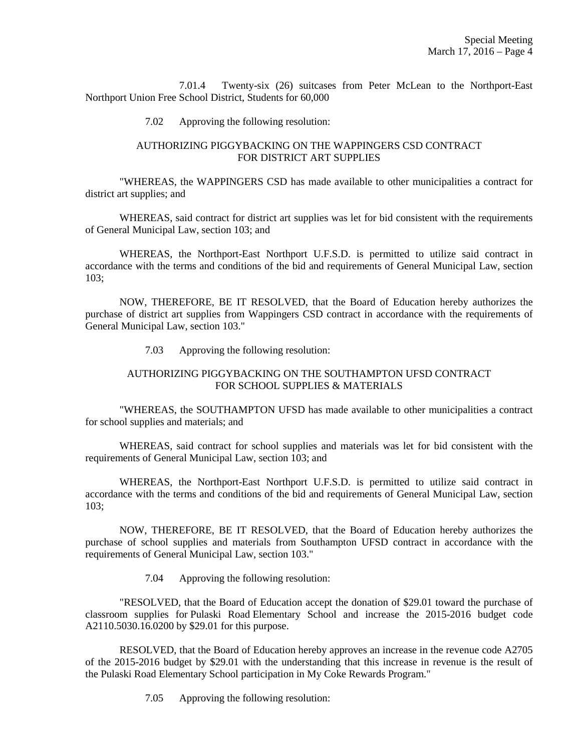7.01.4 Twenty-six (26) suitcases from Peter McLean to the Northport-East Northport Union Free School District, Students for 60,000

7.02 Approving the following resolution:

AUTHORIZING PIGGYBACKING ON THE WAPPINGERS CSD CONTRACT FOR DISTRICT ART SUPPLIES

"WHEREAS, the WAPPINGERS CSD has made available to other municipalities a contract for district art supplies; and

WHEREAS, said contract for district art supplies was let for bid consistent with the requirements of General Municipal Law, section 103; and

WHEREAS, the Northport-East Northport U.F.S.D. is permitted to utilize said contract in accordance with the terms and conditions of the bid and requirements of General Municipal Law, section 103;

NOW, THEREFORE, BE IT RESOLVED, that the Board of Education hereby authorizes the purchase of district art supplies from Wappingers CSD contract in accordance with the requirements of General Municipal Law, section 103."

7.03 Approving the following resolution:

AUTHORIZING PIGGYBACKING ON THE SOUTHAMPTON UFSD CONTRACT FOR SCHOOL SUPPLIES & MATERIALS

"WHEREAS, the SOUTHAMPTON UFSD has made available to other municipalities a contract for school supplies and materials; and

WHEREAS, said contract for school supplies and materials was let for bid consistent with the requirements of General Municipal Law, section 103; and

WHEREAS, the Northport-East Northport U.F.S.D. is permitted to utilize said contract in accordance with the terms and conditions of the bid and requirements of General Municipal Law, section 103;

NOW, THEREFORE, BE IT RESOLVED, that the Board of Education hereby authorizes the purchase of school supplies and materials from Southampton UFSD contract in accordance with the requirements of General Municipal Law, section 103."

7.04 Approving the following resolution:

"RESOLVED, that the Board of Education accept the donation of $29.01 toward the purchase of classroom supplies for Pulaski Road Elementary School and increase the 2015-2016 budget code A2110.5030.16.0200 by $29.01 for this purpose.

RESOLVED, that the Board of Education hereby approves an increase in the revenue code A2705 of the 2015-2016 budget by $29.01 with the understanding that this increase in revenue is the result of the Pulaski Road Elementary School participation in My Coke Rewards Program."

7.05 Approving the following resolution: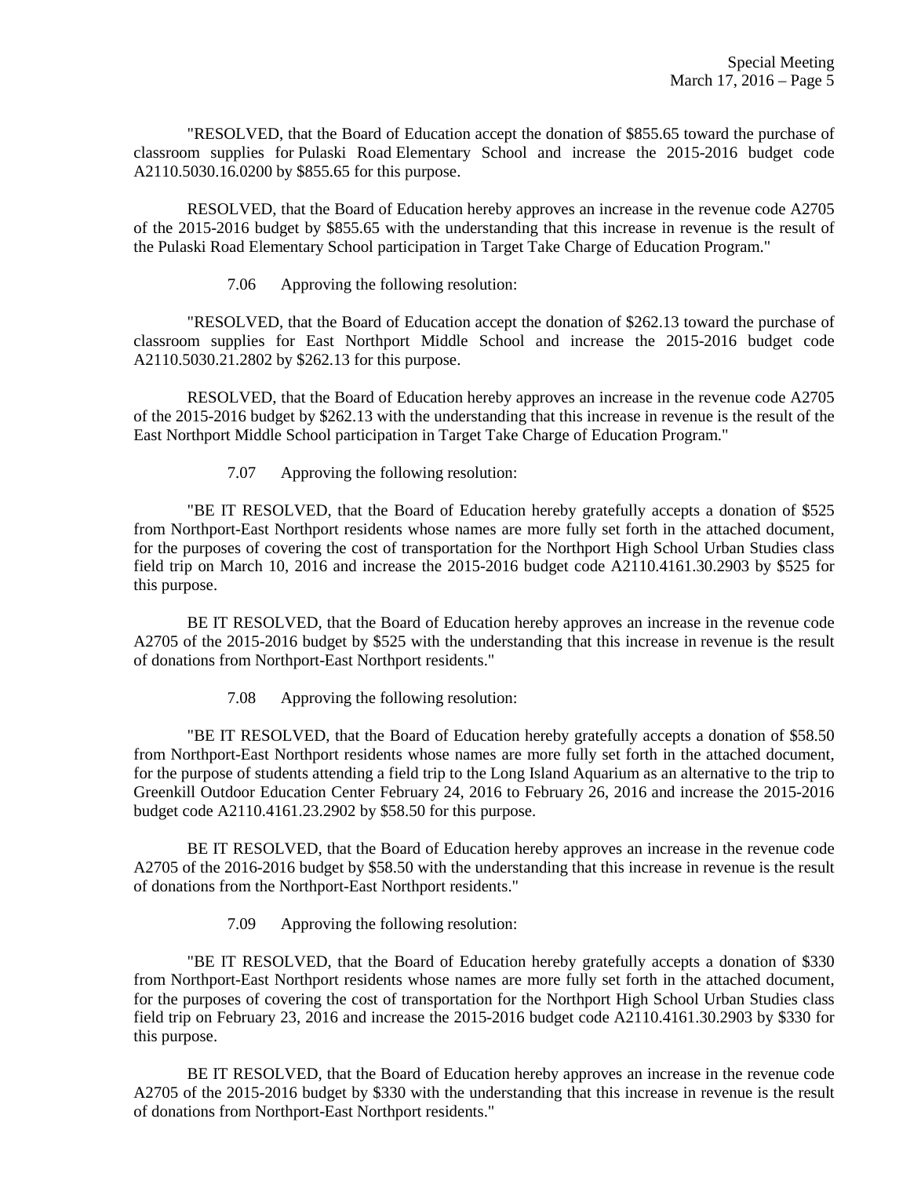"RESOLVED, that the Board of Education accept the donation of $855.65 toward the purchase of classroom supplies for Pulaski Road Elementary School and increase the 2015-2016 budget code A2110.5030.16.0200 by $855.65 for this purpose.

RESOLVED, that the Board of Education hereby approves an increase in the revenue code A2705 of the 2015-2016 budget by $855.65 with the understanding that this increase in revenue is the result of the Pulaski Road Elementary School participation in Target Take Charge of Education Program."

7.06 Approving the following resolution:

"RESOLVED, that the Board of Education accept the donation of $262.13 toward the purchase of classroom supplies for East Northport Middle School and increase the 2015-2016 budget code A2110.5030.21.2802 by $262.13 for this purpose.

RESOLVED, that the Board of Education hereby approves an increase in the revenue code A2705 of the 2015-2016 budget by $262.13 with the understanding that this increase in revenue is the result of the East Northport Middle School participation in Target Take Charge of Education Program."

7.07 Approving the following resolution:

"BE IT RESOLVED, that the Board of Education hereby gratefully accepts a donation of $525 from Northport-East Northport residents whose names are more fully set forth in the attached document, for the purposes of covering the cost of transportation for the Northport High School Urban Studies class field trip on March 10, 2016 and increase the 2015-2016 budget code A2110.4161.30.2903 by $525 for this purpose.

BE IT RESOLVED, that the Board of Education hereby approves an increase in the revenue code A2705 of the 2015-2016 budget by $525 with the understanding that this increase in revenue is the result of donations from Northport-East Northport residents."

7.08 Approving the following resolution:

"BE IT RESOLVED, that the Board of Education hereby gratefully accepts a donation of $58.50 from Northport-East Northport residents whose names are more fully set forth in the attached document, for the purpose of students attending a field trip to the Long Island Aquarium as an alternative to the trip to Greenkill Outdoor Education Center February 24, 2016 to February 26, 2016 and increase the 2015-2016 budget code A2110.4161.23.2902 by $58.50 for this purpose.

BE IT RESOLVED, that the Board of Education hereby approves an increase in the revenue code A2705 of the 2016-2016 budget by $58.50 with the understanding that this increase in revenue is the result of donations from the Northport-East Northport residents."

7.09 Approving the following resolution:

"BE IT RESOLVED, that the Board of Education hereby gratefully accepts a donation of $330 from Northport-East Northport residents whose names are more fully set forth in the attached document, for the purposes of covering the cost of transportation for the Northport High School Urban Studies class field trip on February 23, 2016 and increase the 2015-2016 budget code A2110.4161.30.2903 by $330 for this purpose.

BE IT RESOLVED, that the Board of Education hereby approves an increase in the revenue code A2705 of the 2015-2016 budget by $330 with the understanding that this increase in revenue is the result of donations from Northport-East Northport residents."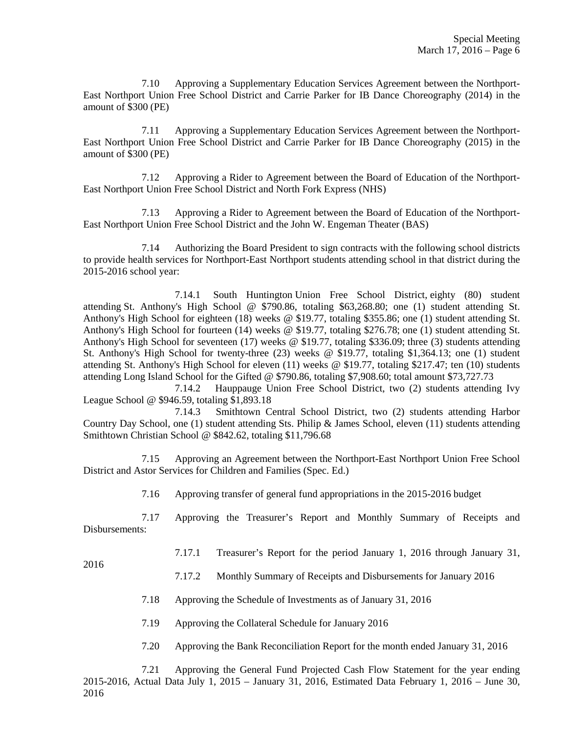7.10 Approving a Supplementary Education Services Agreement between the Northport-East Northport Union Free School District and Carrie Parker for IB Dance Choreography (2014) in the amount of $300 (PE)

7.11 Approving a Supplementary Education Services Agreement between the Northport-East Northport Union Free School District and Carrie Parker for IB Dance Choreography (2015) in the amount of $300 (PE)

7.12 Approving a Rider to Agreement between the Board of Education of the Northport-East Northport Union Free School District and North Fork Express (NHS)

7.13 Approving a Rider to Agreement between the Board of Education of the Northport-East Northport Union Free School District and the John W. Engeman Theater (BAS)

7.14 Authorizing the Board President to sign contracts with the following school districts to provide health services for Northport-East Northport students attending school in that district during the 2015-2016 school year:

7.14.1 South Huntington Union Free School District, eighty (80) student attending St. Anthony's High School @ $790.86, totaling $63,268.80; one (1) student attending St. Anthony's High School for eighteen (18) weeks @ $19.77, totaling $355.86; one (1) student attending St. Anthony's High School for fourteen (14) weeks @ $19.77, totaling $276.78; one (1) student attending St. Anthony's High School for seventeen (17) weeks @ $19.77, totaling $336.09; three (3) students attending St. Anthony's High School for twenty-three (23) weeks @ $19.77, totaling $1,364.13; one (1) student attending St. Anthony's High School for eleven (11) weeks @ $19.77, totaling $217.47; ten (10) students attending Long Island School for the Gifted @ $790.86, totaling $7,908.60; total amount $73,727.73

7.14.2 Hauppauge Union Free School District, two (2) students attending Ivy League School @ $946.59, totaling $1,893.18

7.14.3 Smithtown Central School District, two (2) students attending Harbor Country Day School, one (1) student attending Sts. Philip & James School, eleven (11) students attending Smithtown Christian School @ $842.62, totaling $11,796.68

7.15 Approving an Agreement between the Northport-East Northport Union Free School District and Astor Services for Children and Families (Spec. Ed.)

7.16 Approving transfer of general fund appropriations in the 2015-2016 budget

7.17 Approving the Treasurer's Report and Monthly Summary of Receipts and Disbursements:

7.17.1 Treasurer's Report for the period January 1, 2016 through January 31, 2016

7.17.2 Monthly Summary of Receipts and Disbursements for January 2016

7.18 Approving the Schedule of Investments as of January 31, 2016

7.19 Approving the Collateral Schedule for January 2016

7.20 Approving the Bank Reconciliation Report for the month ended January 31, 2016

7.21 Approving the General Fund Projected Cash Flow Statement for the year ending 2015-2016, Actual Data July 1, 2015 – January 31, 2016, Estimated Data February 1, 2016 – June 30, 2016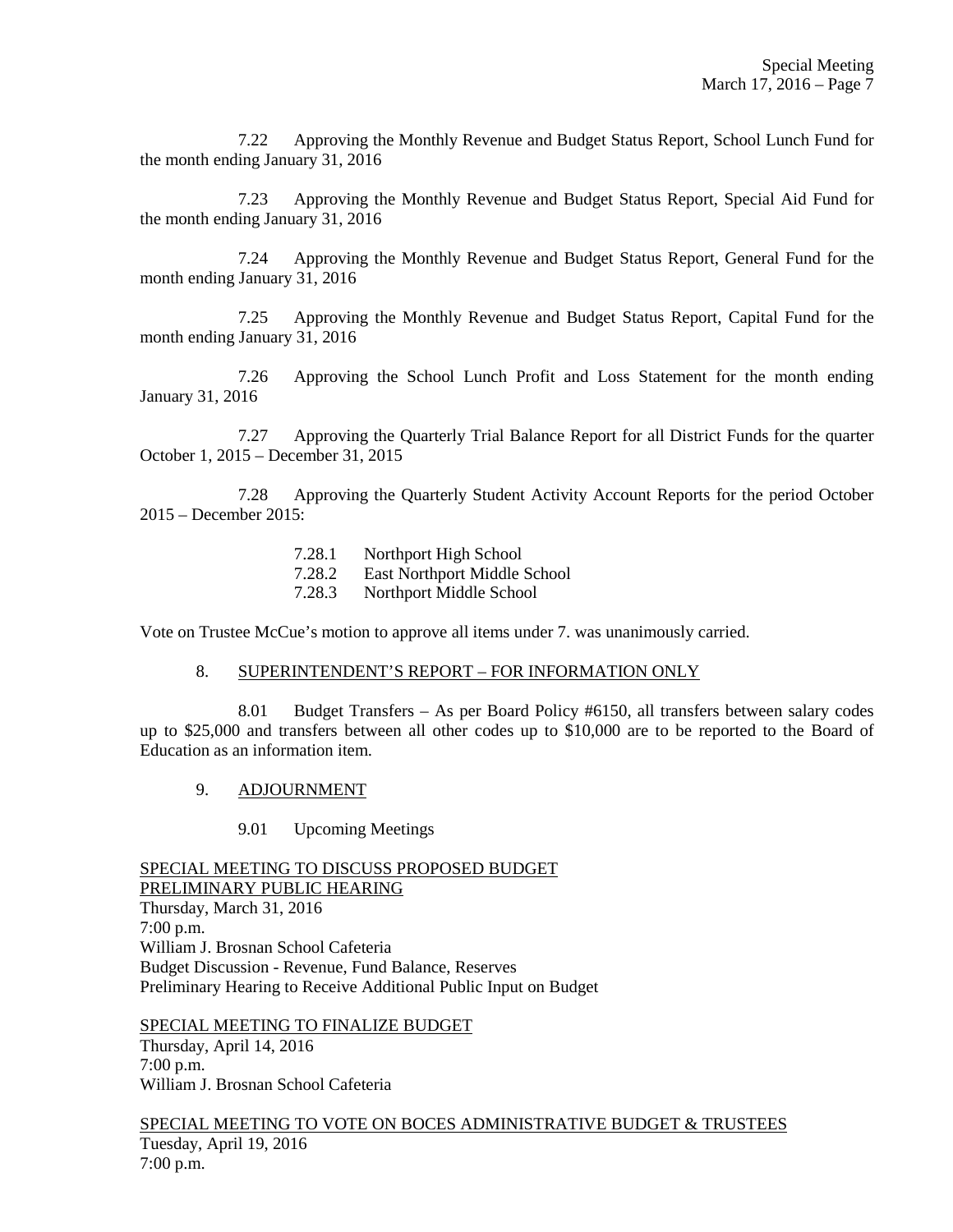7.22 Approving the Monthly Revenue and Budget Status Report, School Lunch Fund for the month ending January 31, 2016

7.23 Approving the Monthly Revenue and Budget Status Report, Special Aid Fund for the month ending January 31, 2016

7.24 Approving the Monthly Revenue and Budget Status Report, General Fund for the month ending January 31, 2016

7.25 Approving the Monthly Revenue and Budget Status Report, Capital Fund for the month ending January 31, 2016

7.26 Approving the School Lunch Profit and Loss Statement for the month ending January 31, 2016

7.27 Approving the Quarterly Trial Balance Report for all District Funds for the quarter October 1, 2015 – December 31, 2015

7.28 Approving the Quarterly Student Activity Account Reports for the period October 2015 – December 2015:

- 7.28.1 Northport High School
- 7.28.2 East Northport Middle School
- 7.28.3 Northport Middle School

Vote on Trustee McCue's motion to approve all items under 7. was unanimously carried.

8. SUPERINTENDENT'S REPORT – FOR INFORMATION ONLY

8.01 Budget Transfers – As per Board Policy #6150, all transfers between salary codes up to $25,000 and transfers between all other codes up to $10,000 are to be reported to the Board of Education as an information item.

9. ADJOURNMENT

9.01 Upcoming Meetings

SPECIAL MEETING TO DISCUSS PROPOSED BUDGET
PRELIMINARY PUBLIC HEARING
Thursday, March 31, 2016
7:00 p.m.
William J. Brosnan School Cafeteria
Budget Discussion - Revenue, Fund Balance, Reserves
Preliminary Hearing to Receive Additional Public Input on Budget

SPECIAL MEETING TO FINALIZE BUDGET
Thursday, April 14, 2016
7:00 p.m.
William J. Brosnan School Cafeteria

SPECIAL MEETING TO VOTE ON BOCES ADMINISTRATIVE BUDGET & TRUSTEES
Tuesday, April 19, 2016
7:00 p.m.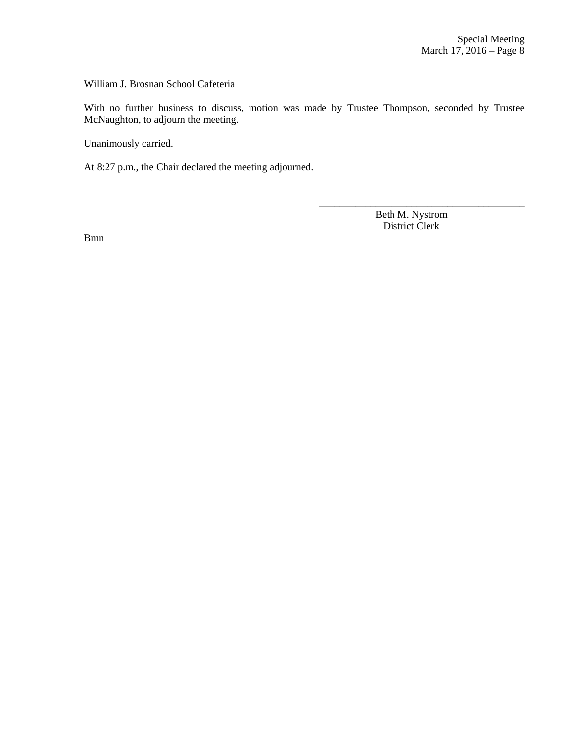William J. Brosnan School Cafeteria

With no further business to discuss, motion was made by Trustee Thompson, seconded by Trustee McNaughton, to adjourn the meeting.

Unanimously carried.

At 8:27 p.m., the Chair declared the meeting adjourned.

\_\_\_\_\_\_\_\_\_\_\_\_\_\_\_\_\_\_\_\_\_\_\_\_\_\_\_\_\_\_\_\_\_\_\_\_\_\_\_\_

Beth M. Nystrom
District Clerk

Bmn